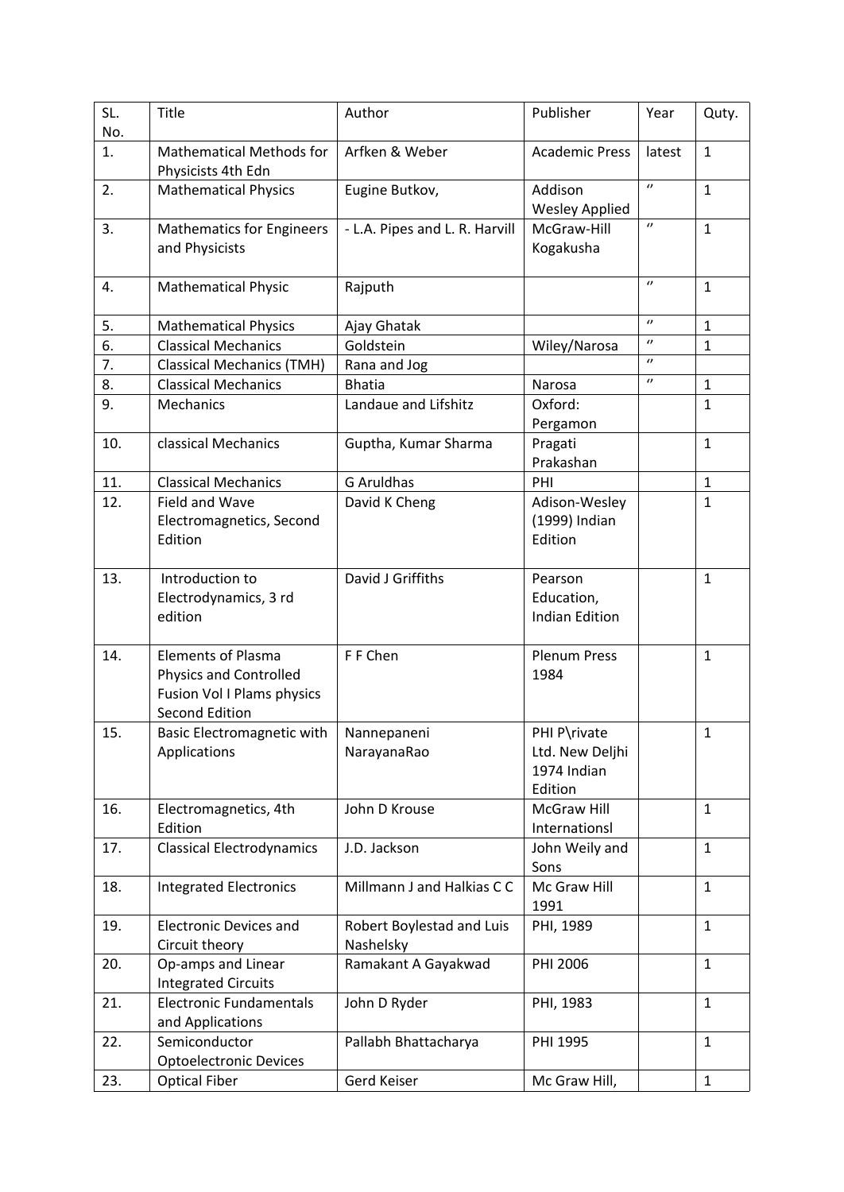| SL. No. | Title | Author | Publisher | Year | Quty. |
|---|---|---|---|---|---|
| 1. | Mathematical Methods for Physicists 4th Edn | Arfken & Weber | Academic Press | latest | 1 |
| 2. | Mathematical Physics | Eugine Butkov, | Addison Wesley Applied | " | 1 |
| 3. | Mathematics for Engineers and Physicists | - L.A. Pipes and L. R. Harvill | McGraw-Hill Kogakusha | " | 1 |
| 4. | Mathematical Physic | Rajputh | | " | 1 |
| 5. | Mathematical Physics | Ajay Ghatak | | " | 1 |
| 6. | Classical Mechanics | Goldstein | Wiley/Narosa | " | 1 |
| 7. | Classical Mechanics (TMH) | Rana and Jog | | " | |
| 8. | Classical Mechanics | Bhatia | Narosa | " | 1 |
| 9. | Mechanics | Landaue and Lifshitz | Oxford: Pergamon | | 1 |
| 10. | classical Mechanics | Guptha, Kumar Sharma | Pragati Prakashan | | 1 |
| 11. | Classical Mechanics | G Aruldhas | PHI | | 1 |
| 12. | Field and Wave Electromagnetics, Second Edition | David K Cheng | Adison-Wesley (1999) Indian Edition | | 1 |
| 13. | Introduction to Electrodynamics, 3 rd edition | David J Griffiths | Pearson Education, Indian Edition | | 1 |
| 14. | Elements of Plasma Physics and Controlled Fusion Vol I Plams physics Second Edition | F F Chen | Plenum Press 1984 | | 1 |
| 15. | Basic Electromagnetic with Applications | Nannepaneni NarayanaRao | PHI P\rivate Ltd. New Deljhi 1974 Indian Edition | | 1 |
| 16. | Electromagnetics, 4th Edition | John D Krouse | McGraw Hill Internationsl | | 1 |
| 17. | Classical Electrodynamics | J.D. Jackson | John Weily and Sons | | 1 |
| 18. | Integrated Electronics | Millmann J and Halkias C C | Mc Graw Hill 1991 | | 1 |
| 19. | Electronic Devices and Circuit theory | Robert Boylestad and Luis Nashelsky | PHI, 1989 | | 1 |
| 20. | Op-amps and Linear Integrated Circuits | Ramakant A Gayakwad | PHI 2006 | | 1 |
| 21. | Electronic Fundamentals and Applications | John D Ryder | PHI, 1983 | | 1 |
| 22. | Semiconductor Optoelectronic Devices | Pallabh Bhattacharya | PHI 1995 | | 1 |
| 23. | Optical Fiber | Gerd Keiser | Mc Graw Hill, | | 1 |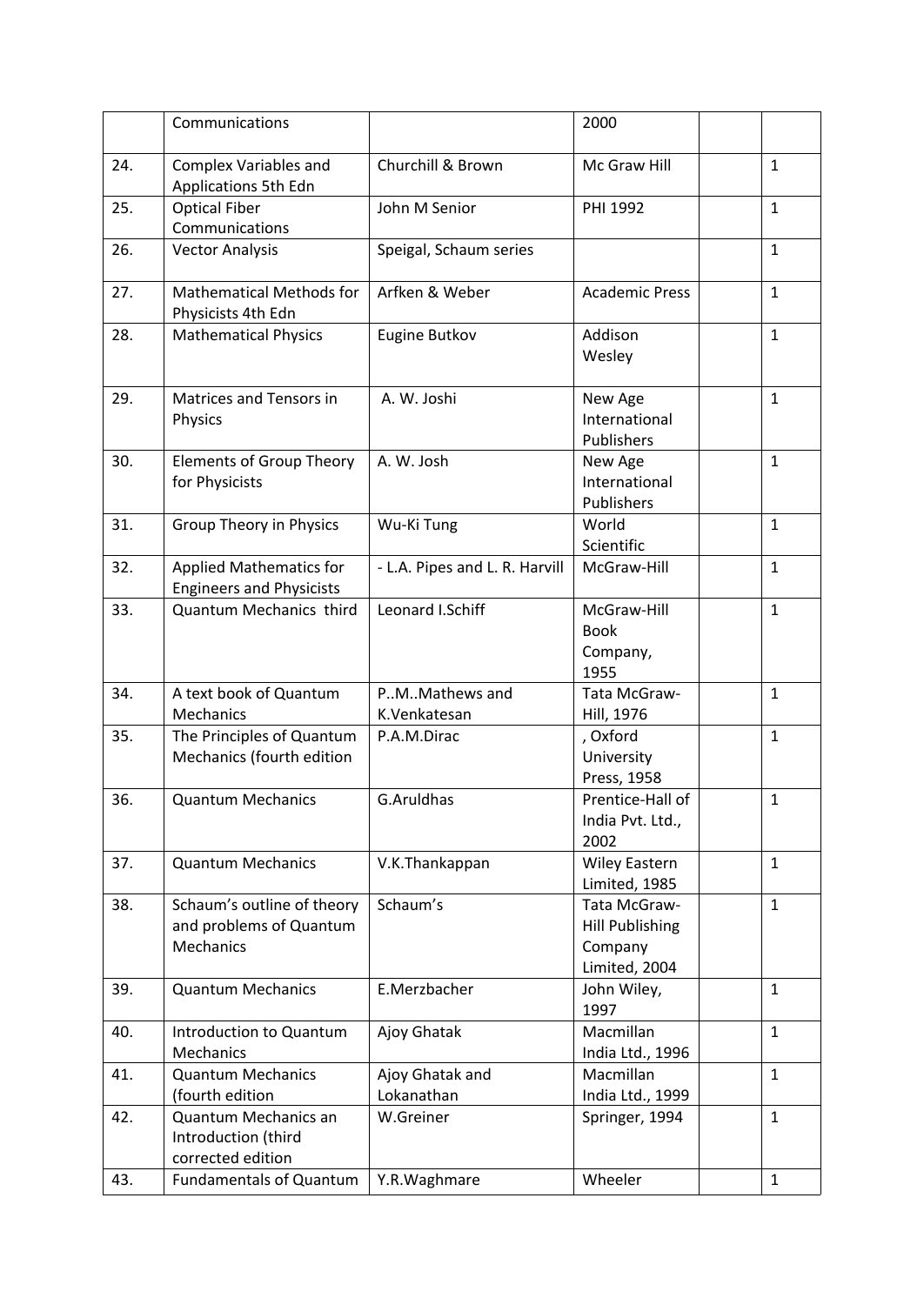|  | Communications |  | 2000 |  |  |
|---|---|---|---|---|---|
| 24. | Complex Variables and Applications 5th Edn | Churchill & Brown | Mc Graw Hill |  | 1 |
| 25. | Optical Fiber Communications | John M Senior | PHI 1992 |  | 1 |
| 26. | Vector Analysis | Speigal, Schaum series |  |  | 1 |
| 27. | Mathematical Methods for Physicists 4th Edn | Arfken & Weber | Academic Press |  | 1 |
| 28. | Mathematical Physics | Eugine Butkov | Addison Wesley |  | 1 |
| 29. | Matrices and Tensors in Physics | A. W. Joshi | New Age International Publishers |  | 1 |
| 30. | Elements of Group Theory for Physicists | A. W. Josh | New Age International Publishers |  | 1 |
| 31. | Group Theory in Physics | Wu-Ki Tung | World Scientific |  | 1 |
| 32. | Applied Mathematics for Engineers and Physicists | - L.A. Pipes and L. R. Harvill | McGraw-Hill |  | 1 |
| 33. | Quantum Mechanics third | Leonard I.Schiff | McGraw-Hill Book Company, 1955 |  | 1 |
| 34. | A text book of Quantum Mechanics | P..M..Mathews and K.Venkatesan | Tata McGraw-Hill, 1976 |  | 1 |
| 35. | The Principles of Quantum Mechanics (fourth edition | P.A.M.Dirac | , Oxford University Press, 1958 |  | 1 |
| 36. | Quantum Mechanics | G.Aruldhas | Prentice-Hall of India Pvt. Ltd., 2002 |  | 1 |
| 37. | Quantum Mechanics | V.K.Thankappan | Wiley Eastern Limited, 1985 |  | 1 |
| 38. | Schaum's outline of theory and problems of Quantum Mechanics | Schaum's | Tata McGraw-Hill Publishing Company Limited, 2004 |  | 1 |
| 39. | Quantum Mechanics | E.Merzbacher | John Wiley, 1997 |  | 1 |
| 40. | Introduction to Quantum Mechanics | Ajoy Ghatak | Macmillan India Ltd., 1996 |  | 1 |
| 41. | Quantum Mechanics (fourth edition | Ajoy Ghatak and Lokanathan | Macmillan India Ltd., 1999 |  | 1 |
| 42. | Quantum Mechanics an Introduction (third corrected edition | W.Greiner | Springer, 1994 |  | 1 |
| 43. | Fundamentals of Quantum | Y.R.Waghmare | Wheeler |  | 1 |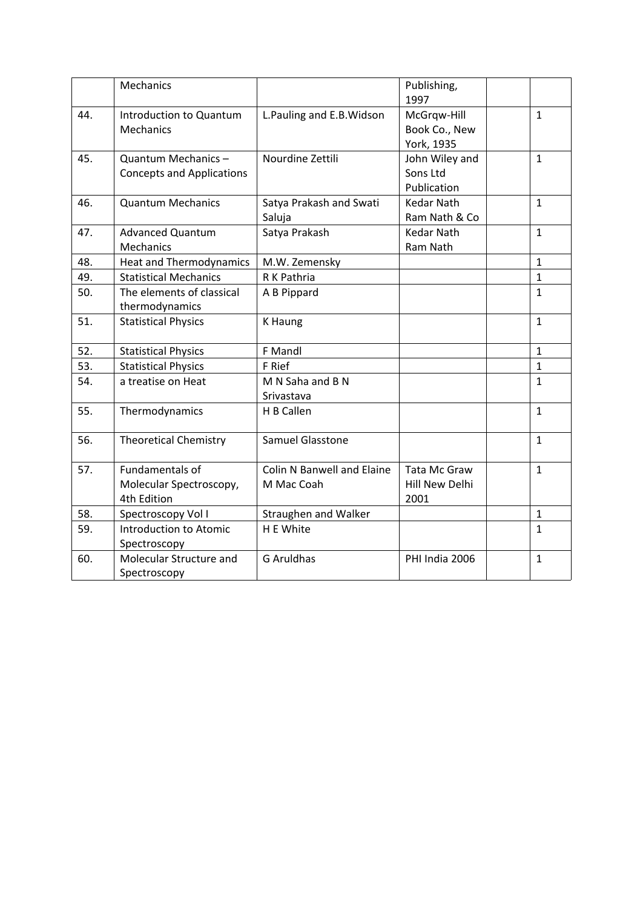| | | | | | |
|---|---|---|---|---|---|
| | Mechanics | | Publishing, 1997 | | |
| 44. | Introduction to Quantum Mechanics | L.Pauling and E.B.Widson | McGrqw-Hill Book Co., New York, 1935 | | 1 |
| 45. | Quantum Mechanics – Concepts and Applications | Nourdine Zettili | John Wiley and Sons Ltd Publication | | 1 |
| 46. | Quantum Mechanics | Satya Prakash and Swati Saluja | Kedar Nath Ram Nath & Co | | 1 |
| 47. | Advanced Quantum Mechanics | Satya Prakash | Kedar Nath Ram Nath | | 1 |
| 48. | Heat and Thermodynamics | M.W. Zemensky | | | 1 |
| 49. | Statistical Mechanics | R K Pathria | | | 1 |
| 50. | The elements of classical thermodynamics | A B Pippard | | | 1 |
| 51. | Statistical Physics | K Haung | | | 1 |
| 52. | Statistical Physics | F Mandl | | | 1 |
| 53. | Statistical Physics | F Rief | | | 1 |
| 54. | a treatise on Heat | M N Saha and B N Srivastava | | | 1 |
| 55. | Thermodynamics | H B Callen | | | 1 |
| 56. | Theoretical Chemistry | Samuel Glasstone | | | 1 |
| 57. | Fundamentals of Molecular Spectroscopy, 4th Edition | Colin N Banwell and Elaine M Mac Coah | Tata Mc Graw Hill New Delhi 2001 | | 1 |
| 58. | Spectroscopy Vol I | Straughen and Walker | | | 1 |
| 59. | Introduction to Atomic Spectroscopy | H E White | | | 1 |
| 60. | Molecular Structure and Spectroscopy | G Aruldhas | PHI India 2006 | | 1 |